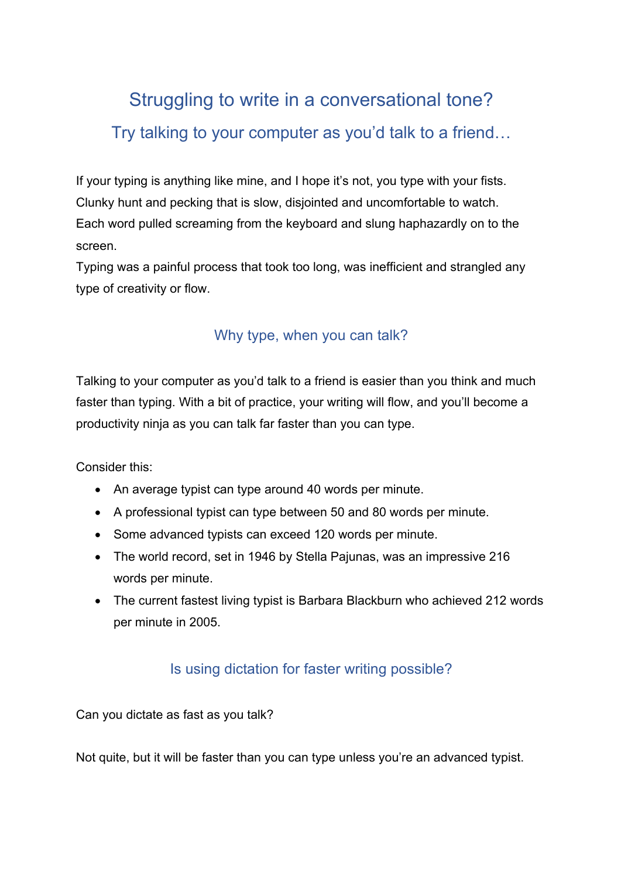# Struggling to write in a conversational tone?

## Try talking to your computer as you'd talk to a friend…

If your typing is anything like mine, and I hope it's not, you type with your fists. Clunky hunt and pecking that is slow, disjointed and uncomfortable to watch. Each word pulled screaming from the keyboard and slung haphazardly on to the screen.
Typing was a painful process that took too long, was inefficient and strangled any type of creativity or flow.

### Why type, when you can talk?

Talking to your computer as you'd talk to a friend is easier than you think and much faster than typing. With a bit of practice, your writing will flow, and you'll become a productivity ninja as you can talk far faster than you can type.

Consider this:

- An average typist can type around 40 words per minute.
- A professional typist can type between 50 and 80 words per minute.
- Some advanced typists can exceed 120 words per minute.
- The world record, set in 1946 by Stella Pajunas, was an impressive 216 words per minute.
- The current fastest living typist is Barbara Blackburn who achieved 212 words per minute in 2005.

### Is using dictation for faster writing possible?

Can you dictate as fast as you talk?

Not quite, but it will be faster than you can type unless you're an advanced typist.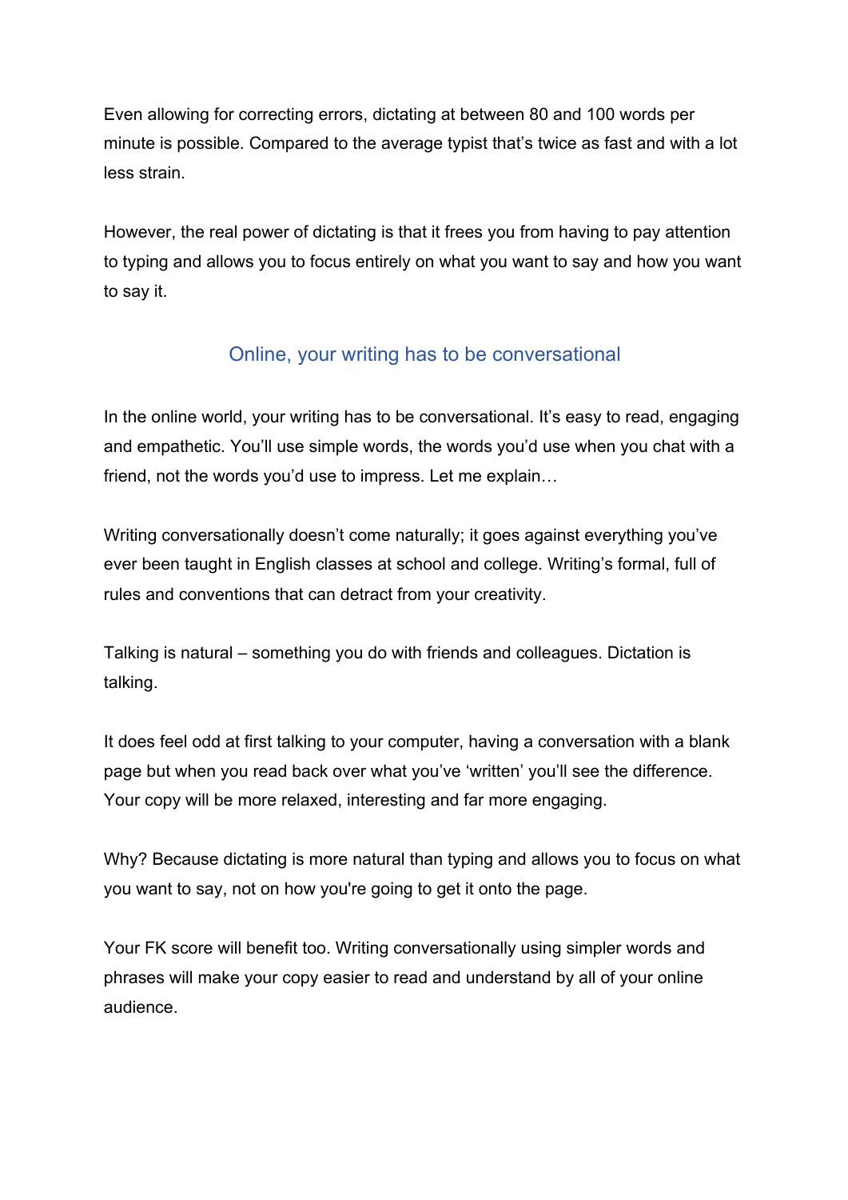Even allowing for correcting errors, dictating at between 80 and 100 words per minute is possible. Compared to the average typist that's twice as fast and with a lot less strain.

However, the real power of dictating is that it frees you from having to pay attention to typing and allows you to focus entirely on what you want to say and how you want to say it.

## Online, your writing has to be conversational

In the online world, your writing has to be conversational. It's easy to read, engaging and empathetic. You'll use simple words, the words you'd use when you chat with a friend, not the words you'd use to impress. Let me explain…

Writing conversationally doesn't come naturally; it goes against everything you've ever been taught in English classes at school and college. Writing's formal, full of rules and conventions that can detract from your creativity.

Talking is natural – something you do with friends and colleagues. Dictation is talking.

It does feel odd at first talking to your computer, having a conversation with a blank page but when you read back over what you've 'written' you'll see the difference. Your copy will be more relaxed, interesting and far more engaging.

Why? Because dictating is more natural than typing and allows you to focus on what you want to say, not on how you're going to get it onto the page.

Your FK score will benefit too. Writing conversationally using simpler words and phrases will make your copy easier to read and understand by all of your online audience.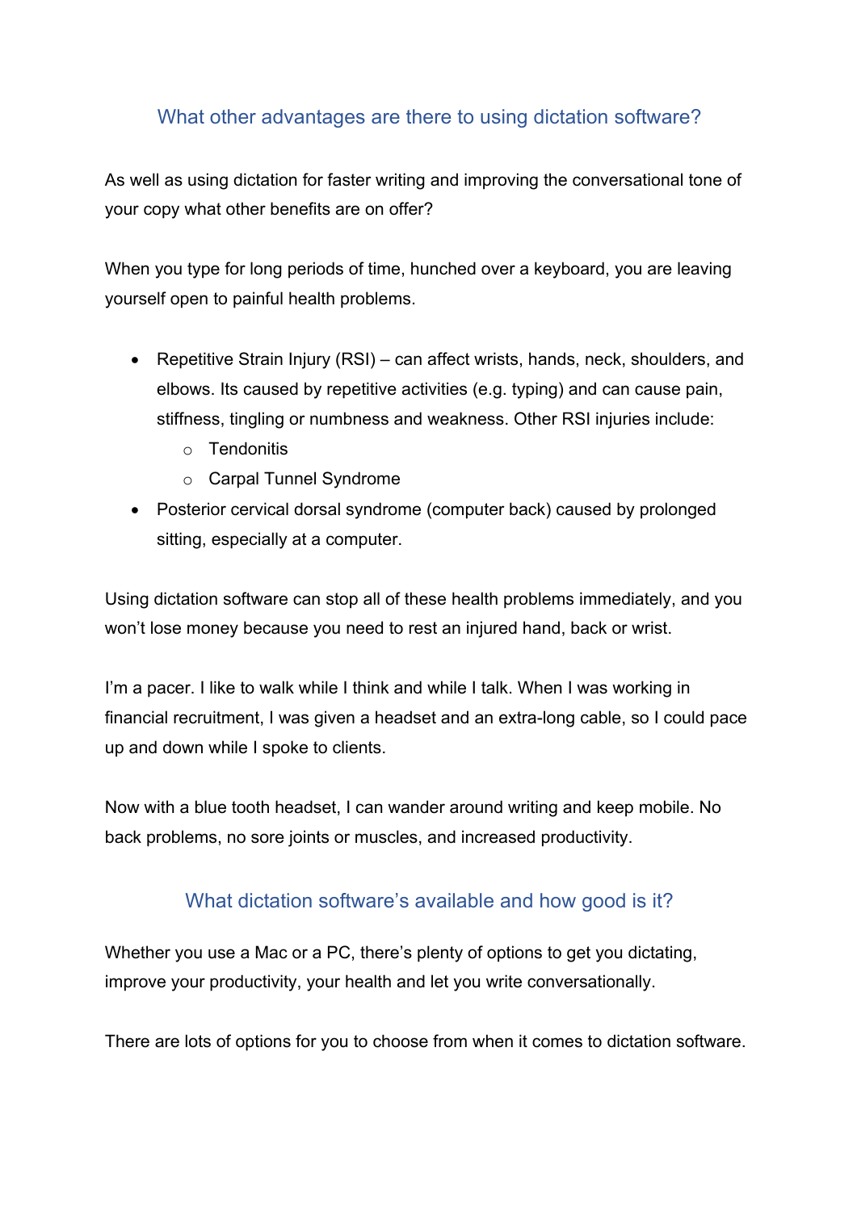## What other advantages are there to using dictation software?

As well as using dictation for faster writing and improving the conversational tone of your copy what other benefits are on offer?

When you type for long periods of time, hunched over a keyboard, you are leaving yourself open to painful health problems.

- Repetitive Strain Injury (RSI) – can affect wrists, hands, neck, shoulders, and elbows. Its caused by repetitive activities (e.g. typing) and can cause pain, stiffness, tingling or numbness and weakness. Other RSI injuries include:
  - Tendonitis
  - Carpal Tunnel Syndrome
- Posterior cervical dorsal syndrome (computer back) caused by prolonged sitting, especially at a computer.

Using dictation software can stop all of these health problems immediately, and you won't lose money because you need to rest an injured hand, back or wrist.

I'm a pacer. I like to walk while I think and while I talk. When I was working in financial recruitment, I was given a headset and an extra-long cable, so I could pace up and down while I spoke to clients.

Now with a blue tooth headset, I can wander around writing and keep mobile. No back problems, no sore joints or muscles, and increased productivity.

## What dictation software's available and how good is it?

Whether you use a Mac or a PC, there's plenty of options to get you dictating, improve your productivity, your health and let you write conversationally.

There are lots of options for you to choose from when it comes to dictation software.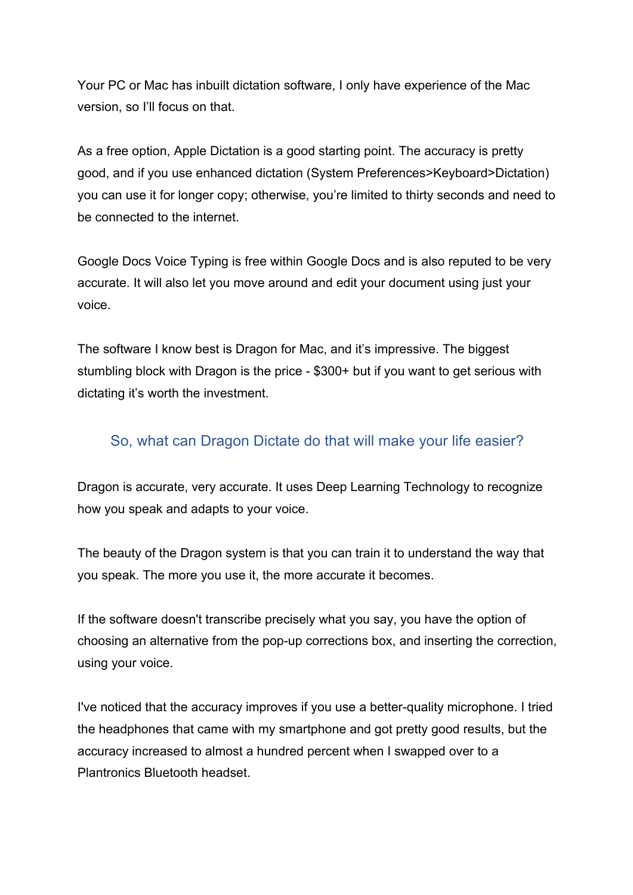Your PC or Mac has inbuilt dictation software, I only have experience of the Mac version, so I'll focus on that.

As a free option, Apple Dictation is a good starting point. The accuracy is pretty good, and if you use enhanced dictation (System Preferences>Keyboard>Dictation) you can use it for longer copy; otherwise, you're limited to thirty seconds and need to be connected to the internet.

Google Docs Voice Typing is free within Google Docs and is also reputed to be very accurate. It will also let you move around and edit your document using just your voice.

The software I know best is Dragon for Mac, and it's impressive. The biggest stumbling block with Dragon is the price - $300+ but if you want to get serious with dictating it's worth the investment.

## So, what can Dragon Dictate do that will make your life easier?

Dragon is accurate, very accurate. It uses Deep Learning Technology to recognize how you speak and adapts to your voice.

The beauty of the Dragon system is that you can train it to understand the way that you speak. The more you use it, the more accurate it becomes.

If the software doesn't transcribe precisely what you say, you have the option of choosing an alternative from the pop-up corrections box, and inserting the correction, using your voice.

I've noticed that the accuracy improves if you use a better-quality microphone. I tried the headphones that came with my smartphone and got pretty good results, but the accuracy increased to almost a hundred percent when I swapped over to a Plantronics Bluetooth headset.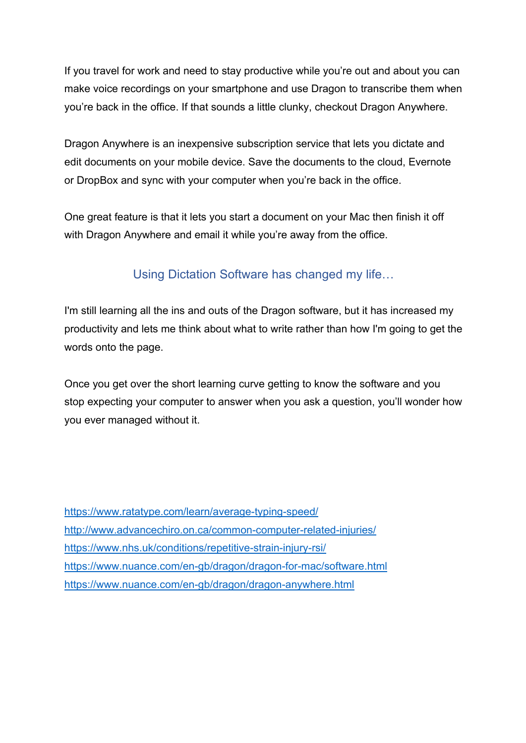If you travel for work and need to stay productive while you're out and about you can make voice recordings on your smartphone and use Dragon to transcribe them when you're back in the office. If that sounds a little clunky, checkout Dragon Anywhere.

Dragon Anywhere is an inexpensive subscription service that lets you dictate and edit documents on your mobile device. Save the documents to the cloud, Evernote or DropBox and sync with your computer when you're back in the office.

One great feature is that it lets you start a document on your Mac then finish it off with Dragon Anywhere and email it while you're away from the office.

## Using Dictation Software has changed my life…

I'm still learning all the ins and outs of the Dragon software, but it has increased my productivity and lets me think about what to write rather than how I'm going to get the words onto the page.

Once you get over the short learning curve getting to know the software and you stop expecting your computer to answer when you ask a question, you'll wonder how you ever managed without it.

https://www.ratatype.com/learn/average-typing-speed/
http://www.advancechiro.on.ca/common-computer-related-injuries/
https://www.nhs.uk/conditions/repetitive-strain-injury-rsi/
https://www.nuance.com/en-gb/dragon/dragon-for-mac/software.html
https://www.nuance.com/en-gb/dragon/dragon-anywhere.html